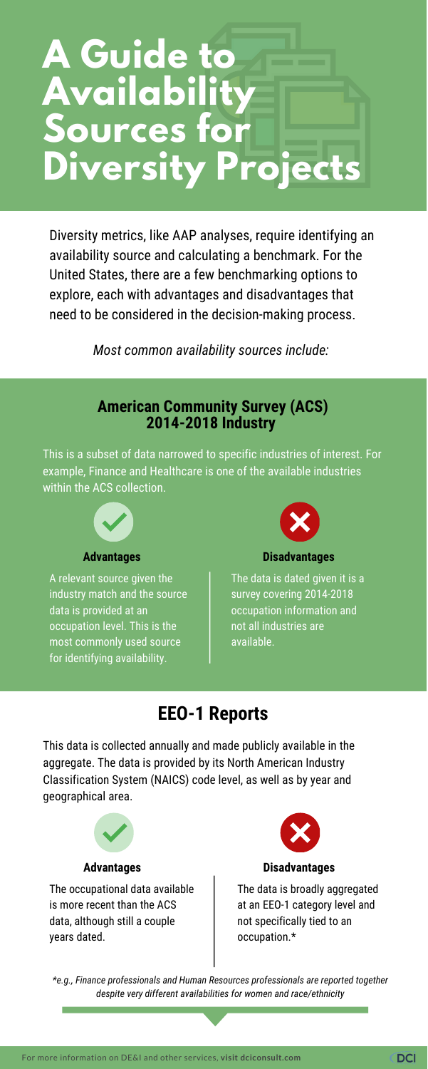# A Guide to Availability Sources for Diversity Projects

Diversity metrics, like AAP analyses, require identifying an availability source and calculating a benchmark. For the United States, there are a few benchmarking options to explore, each with advantages and disadvantages that need to be considered in the decision-making process.

*Most common availability sources include:*

## American Community Survey (ACS) 2014-2018 Industry

This is a subset of data narrowed to specific industries of interest. For example, Finance and Healthcare is one of the available industries within the ACS collection.

**Advantages**

A relevant source given the industry match and the source data is provided at an occupation level. This is the most commonly used source for identifying availability.

**Disadvantages**

The data is dated given it is a survey covering 2014-2018 occupation information and not all industries are available.

## EEO-1 Reports

This data is collected annually and made publicly available in the aggregate. The data is provided by its North American Industry Classification System (NAICS) code level, as well as by year and geographical area.

**Advantages**

The occupational data available is more recent than the ACS data, although still a couple years dated.

**Disadvantages**

The data is broadly aggregated at an EEO-1 category level and not specifically tied to an occupation.*

*\*e.g., Finance professionals and Human Resources professionals are reported together despite very different availabilities for women and race/ethnicity*

For more information on DE&I and other services, **visit dciconsult.com**

DCI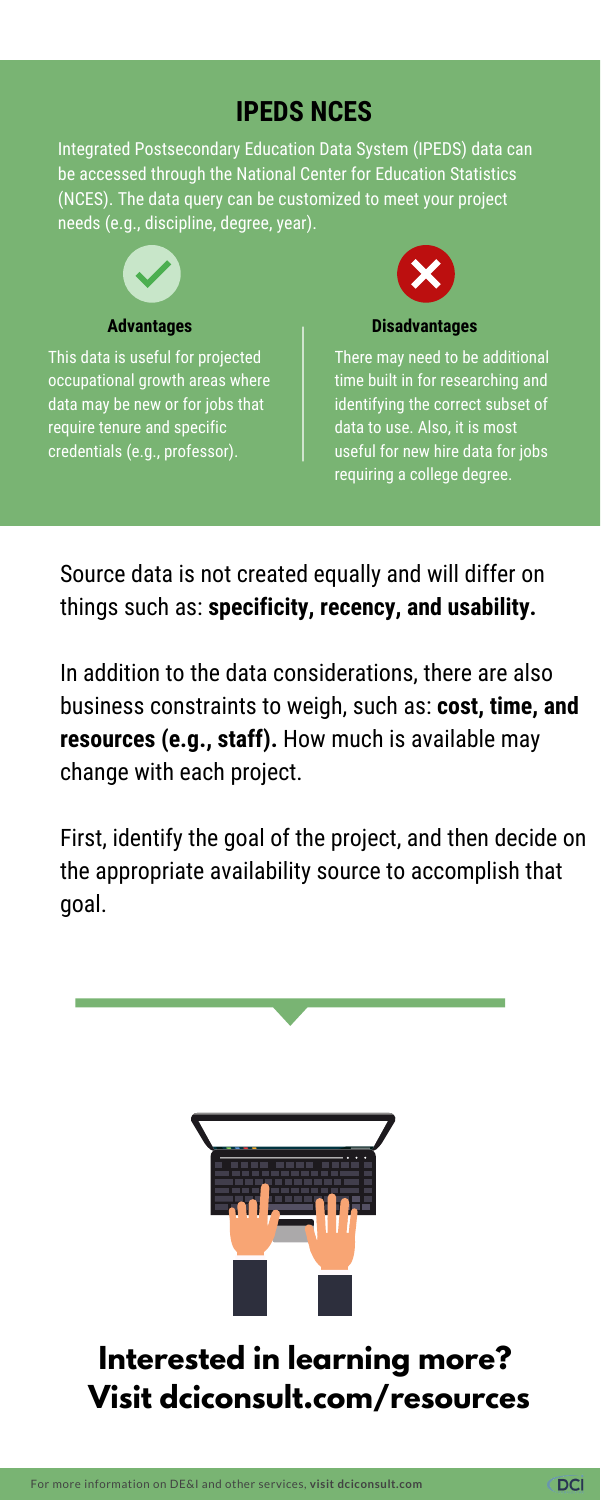## IPEDS NCES

Integrated Postsecondary Education Data System (IPEDS) data can be accessed through the National Center for Education Statistics (NCES). The data query can be customized to meet your project needs (e.g., discipline, degree, year).

**Advantages**

This data is useful for projected occupational growth areas where data may be new or for jobs that require tenure and specific credentials (e.g., professor).

**Disadvantages**

There may need to be additional time built in for researching and identifying the correct subset of data to use. Also, it is most useful for new hire data for jobs requiring a college degree.

Source data is not created equally and will differ on things such as: **specificity, recency, and usability.**

In addition to the data considerations, there are also business constraints to weigh, such as: **cost, time, and resources (e.g., staff).** How much is available may change with each project.

First, identify the goal of the project, and then decide on the appropriate availability source to accomplish that goal.

**Interested in learning more? Visit dciconsult.com/resources**

For more information on DE&I and other services, **visit dciconsult.com**